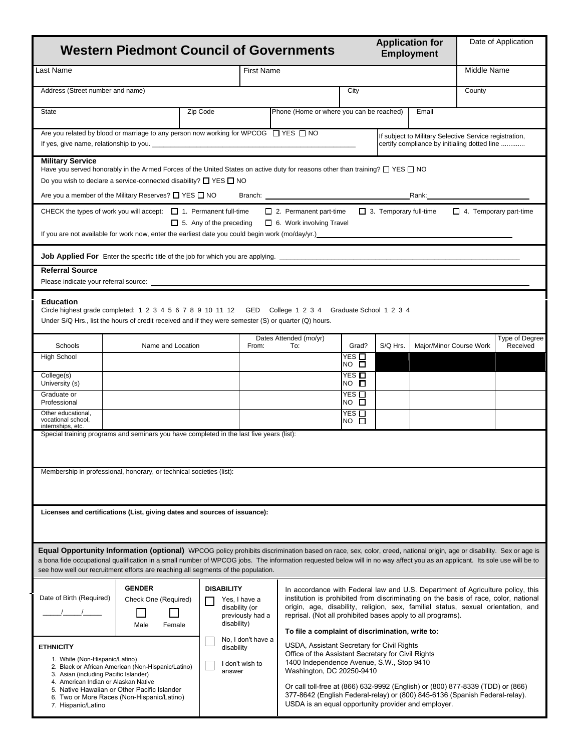# Western Piedmont Council of Governments

**Application for Employment**

Date of Application

| Last Name | First Name | Middle Name |
|---|---|---|
| | | |

| Address (Street number and name) | City | County |
|---|---|---|
| | | |

| State | Zip Code | Phone (Home or where you can be reached) | Email |
|---|---|---|---|
| | | | |

Are you related by blood or marriage to any person now working for WPCOG ☐ YES ☐ NO

If yes, give name, relationship to you. ______________________________

If subject to Military Selective Service registration, certify compliance by initialing dotted line ............

**Military Service**

Have you served honorably in the Armed Forces of the United States on active duty for reasons other than training? ☐ YES ☐ NO

Do you wish to declare a service-connected disability? ☐ YES ☐ NO

Are you a member of the Military Reserves? ☐ YES ☐ NO Branch: ______________ Rank: ______________

CHECK the types of work you will accept: ☐ 1. Permanent full-time ☐ 2. Permanent part-time ☐ 3. Temporary full-time ☐ 4. Temporary part-time ☐ 5. Any of the preceding ☐ 6. Work involving Travel

If you are not available for work now, enter the earliest date you could begin work (mo/day/yr.) ______________

**Job Applied For** Enter the specific title of the job for which you are applying. ______________

**Referral Source**

Please indicate your referral source: ______________

**Education**

Circle highest grade completed: 1 2 3 4 5 6 7 8 9 10 11 12 GED College 1 2 3 4 Graduate School 1 2 3 4

Under S/Q Hrs., list the hours of credit received and if they were semester (S) or quarter (Q) hours.

| Schools | Name and Location | Dates Attended (mo/yr) From: To: | Grad? | S/Q Hrs. | Major/Minor Course Work | Type of Degree Received |
|---|---|---|---|---|---|---|
| High School | | | YES ☐ NO ☐ | | | |
| College(s) University (s) | | | YES ☐ NO ☐ | | | |
| Graduate or Professional | | | YES ☐ NO ☐ | | | |
| Other educational, vocational school, internships, etc. | | | YES ☐ NO ☐ | | | |

Special training programs and seminars you have completed in the last five years (list):

Membership in professional, honorary, or technical societies (list):

**Licenses and certifications (List, giving dates and sources of issuance):**

**Equal Opportunity Information (optional)** WPCOG policy prohibits discrimination based on race, sex, color, creed, national origin, age or disability. Sex or age is a bona fide occupational qualification in a small number of WPCOG jobs. The information requested below will in no way affect you as an applicant. Its sole use will be to see how well our recruitment efforts are reaching all segments of the population.

Date of Birth (Required) _____/_____/_____

**GENDER**
Check One (Required)
☐ Male ☐ Female

**DISABILITY**
☐ Yes, I have a disability (or previously had a disability)
☐ No, I don't have a disability
☐ I don't wish to answer

**ETHNICITY**

1. White (Non-Hispanic/Latino)
2. Black or African American (Non-Hispanic/Latino)
3. Asian (including Pacific Islander)
4. American Indian or Alaskan Native
5. Native Hawaiian or Other Pacific Islander
6. Two or More Races (Non-Hispanic/Latino)
7. Hispanic/Latino

In accordance with Federal law and U.S. Department of Agriculture policy, this institution is prohibited from discriminating on the basis of race, color, national origin, age, disability, religion, sex, familial status, sexual orientation, and reprisal. (Not all prohibited bases apply to all programs).

**To file a complaint of discrimination, write to:**

USDA, Assistant Secretary for Civil Rights
Office of the Assistant Secretary for Civil Rights
1400 Independence Avenue, S.W., Stop 9410
Washington, DC 20250-9410

Or call toll-free at (866) 632-9992 (English) or (800) 877-8339 (TDD) or (866) 377-8642 (English Federal-relay) or (800) 845-6136 (Spanish Federal-relay). USDA is an equal opportunity provider and employer.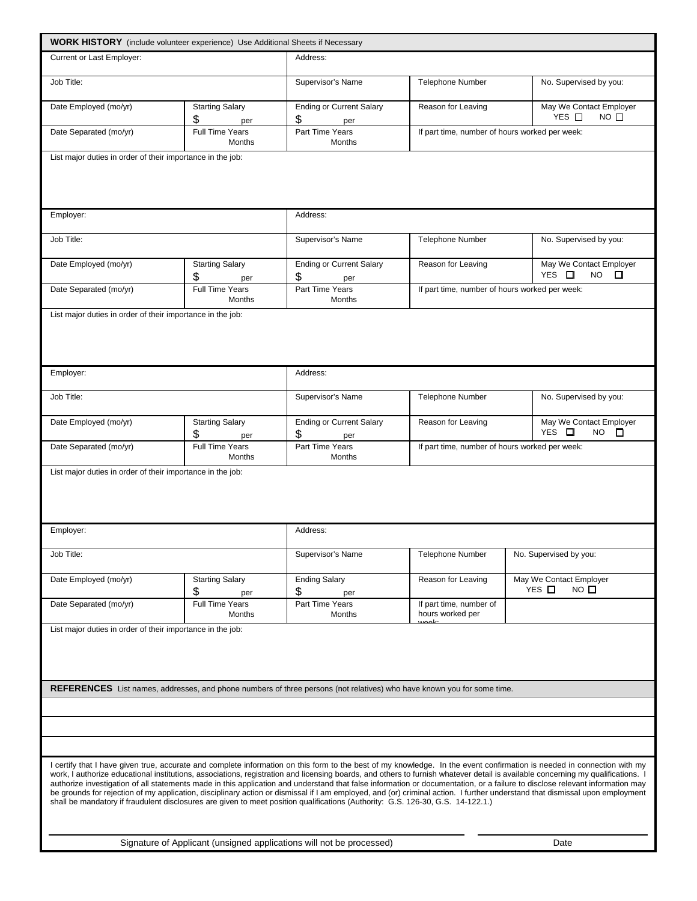**WORK HISTORY** (include volunteer experience) Use Additional Sheets if Necessary

| | | | | |
|---|---|---|---|---|
| Current or Last Employer: | | Address: | | |
| Job Title: | | Supervisor's Name | Telephone Number | No. Supervised by you: |
| Date Employed (mo/yr) | Starting Salary<br>$ per | Ending or Current Salary<br>$ per | Reason for Leaving | May We Contact Employer<br>YES ☐ NO ☐ |
| Date Separated (mo/yr) | Full Time Years<br>Months | Part Time Years<br>Months | If part time, number of hours worked per week: | |
| List major duties in order of their importance in the job: | | | | |

| | | | | |
|---|---|---|---|---|
| Employer: | | Address: | | |
| Job Title: | | Supervisor's Name | Telephone Number | No. Supervised by you: |
| Date Employed (mo/yr) | Starting Salary<br>$ per | Ending or Current Salary<br>$ per | Reason for Leaving | May We Contact Employer<br>YES ☐ NO ☐ |
| Date Separated (mo/yr) | Full Time Years<br>Months | Part Time Years<br>Months | If part time, number of hours worked per week: | |
| List major duties in order of their importance in the job: | | | | |

| | | | | |
|---|---|---|---|---|
| Employer: | | Address: | | |
| Job Title: | | Supervisor's Name | Telephone Number | No. Supervised by you: |
| Date Employed (mo/yr) | Starting Salary<br>$ per | Ending or Current Salary<br>$ per | Reason for Leaving | May We Contact Employer<br>YES ☐ NO ☐ |
| Date Separated (mo/yr) | Full Time Years<br>Months | Part Time Years<br>Months | If part time, number of hours worked per week: | |
| List major duties in order of their importance in the job: | | | | |

| | | | | |
|---|---|---|---|---|
| Employer: | | Address: | | |
| Job Title: | | Supervisor's Name | Telephone Number | No. Supervised by you: |
| Date Employed (mo/yr) | Starting Salary<br>$ per | Ending Salary<br>$ per | Reason for Leaving | May We Contact Employer<br>YES ☐ NO ☐ |
| Date Separated (mo/yr) | Full Time Years<br>Months | Part Time Years<br>Months | If part time, number of hours worked per week: | |
| List major duties in order of their importance in the job: | | | | |

**REFERENCES** List names, addresses, and phone numbers of three persons (not relatives) who have known you for some time.

I certify that I have given true, accurate and complete information on this form to the best of my knowledge. In the event confirmation is needed in connection with my work, I authorize educational institutions, associations, registration and licensing boards, and others to furnish whatever detail is available concerning my qualifications. I authorize investigation of all statements made in this application and understand that false information or documentation, or a failure to disclose relevant information may be grounds for rejection of my application, disciplinary action or dismissal if I am employed, and (or) criminal action. I further understand that dismissal upon employment shall be mandatory if fraudulent disclosures are given to meet position qualifications (Authority: G.S. 126-30, G.S. 14-122.1.)

Signature of Applicant (unsigned applications will not be processed) Date